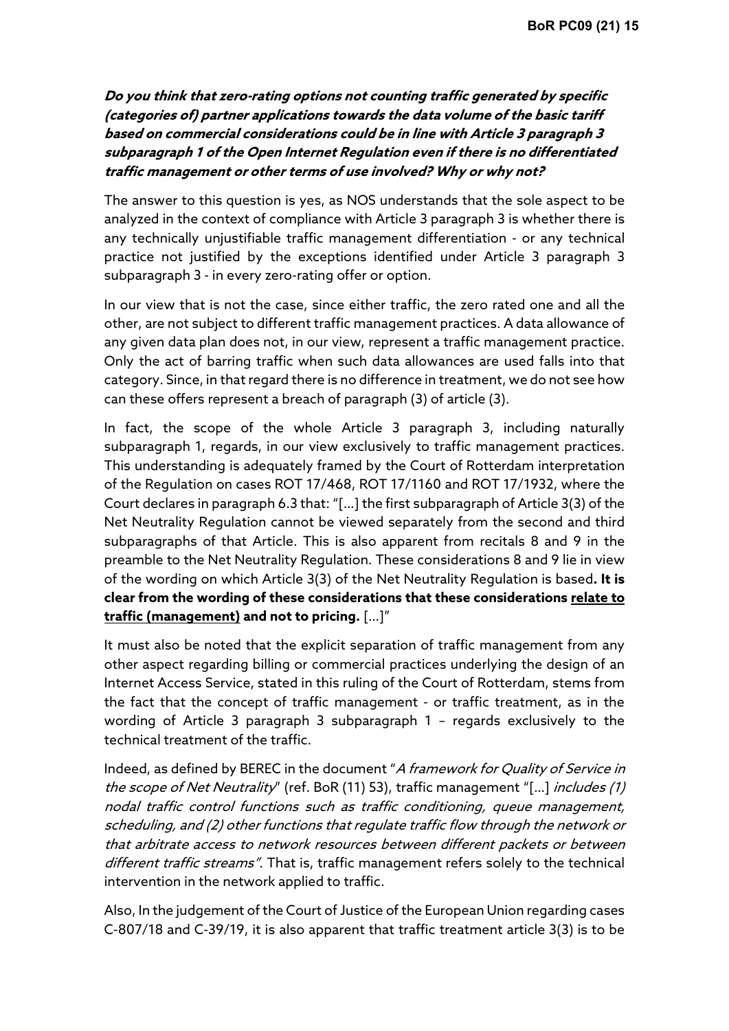***Do you think that zero-rating options not counting traffic generated by specific (categories of) partner applications towards the data volume of the basic tariff based on commercial considerations could be in line with Article 3 paragraph 3 subparagraph 1 of the Open Internet Regulation even if there is no differentiated traffic management or other terms of use involved? Why or why not?***

The answer to this question is yes, as NOS understands that the sole aspect to be analyzed in the context of compliance with Article 3 paragraph 3 is whether there is any technically unjustifiable traffic management differentiation - or any technical practice not justified by the exceptions identified under Article 3 paragraph 3 subparagraph 3 - in every zero-rating offer or option.

In our view that is not the case, since either traffic, the zero rated one and all the other, are not subject to different traffic management practices. A data allowance of any given data plan does not, in our view, represent a traffic management practice. Only the act of barring traffic when such data allowances are used falls into that category. Since, in that regard there is no difference in treatment, we do not see how can these offers represent a breach of paragraph (3) of article (3).

In fact, the scope of the whole Article 3 paragraph 3, including naturally subparagraph 1, regards, in our view exclusively to traffic management practices. This understanding is adequately framed by the Court of Rotterdam interpretation of the Regulation on cases ROT 17/468, ROT 17/1160 and ROT 17/1932, where the Court declares in paragraph 6.3 that: "[...] the first subparagraph of Article 3(3) of the Net Neutrality Regulation cannot be viewed separately from the second and third subparagraphs of that Article. This is also apparent from recitals 8 and 9 in the preamble to the Net Neutrality Regulation. These considerations 8 and 9 lie in view of the wording on which Article 3(3) of the Net Neutrality Regulation is based**. It is clear from the wording of these considerations that these considerations <u>relate to traffic (management)</u> and not to pricing.** [...]"

It must also be noted that the explicit separation of traffic management from any other aspect regarding billing or commercial practices underlying the design of an Internet Access Service, stated in this ruling of the Court of Rotterdam, stems from the fact that the concept of traffic management - or traffic treatment, as in the wording of Article 3 paragraph 3 subparagraph 1 – regards exclusively to the technical treatment of the traffic.

Indeed, as defined by BEREC in the document "*A framework for Quality of Service in the scope of Net Neutrality*" (ref. BoR (11) 53), traffic management "[...] *includes (1) nodal traffic control functions such as traffic conditioning, queue management, scheduling, and (2) other functions that regulate traffic flow through the network or that arbitrate access to network resources between different packets or between different traffic streams"*. That is, traffic management refers solely to the technical intervention in the network applied to traffic.

Also, In the judgement of the Court of Justice of the European Union regarding cases C-807/18 and C-39/19, it is also apparent that traffic treatment article 3(3) is to be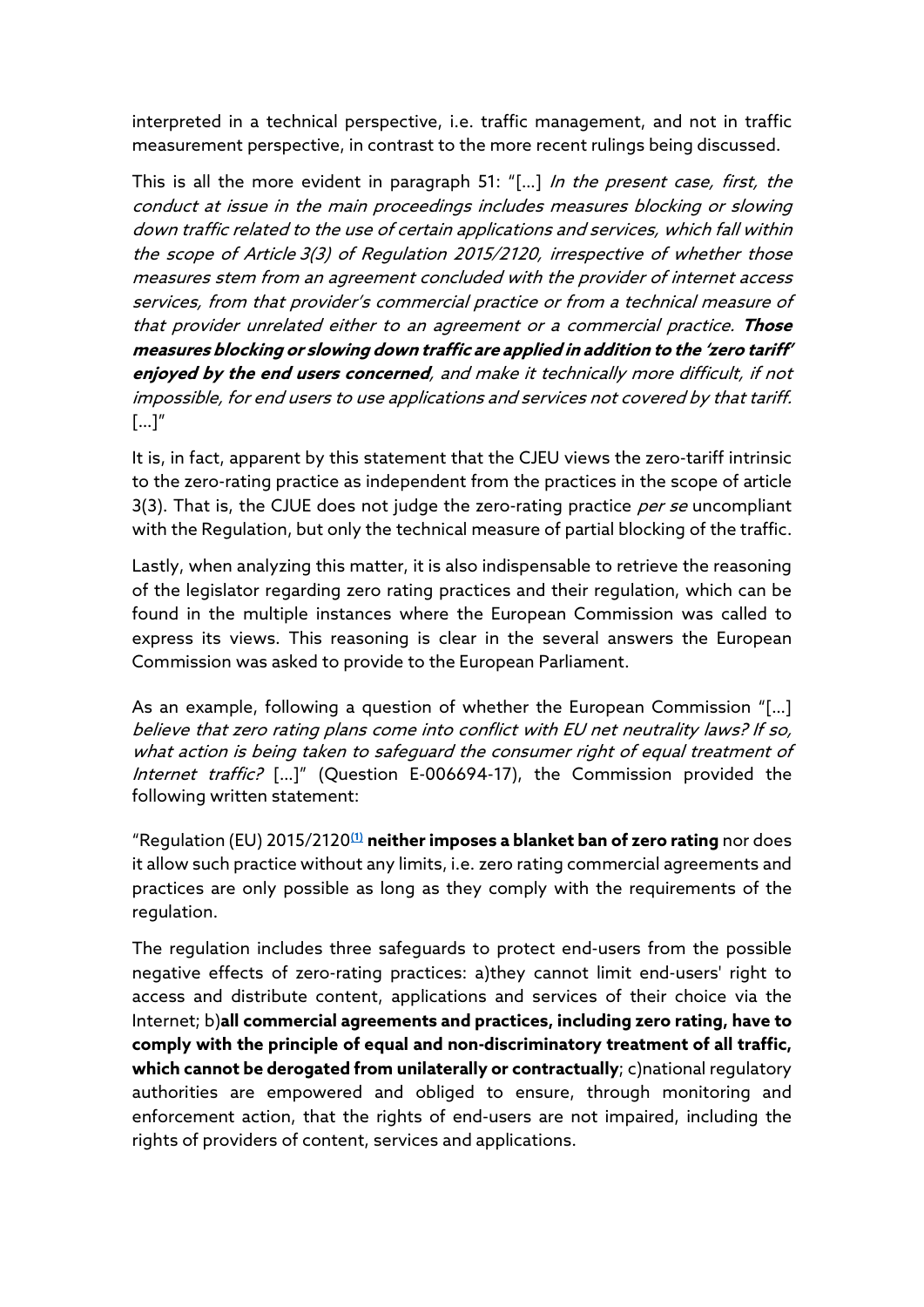interpreted in a technical perspective, i.e. traffic management, and not in traffic measurement perspective, in contrast to the more recent rulings being discussed.

This is all the more evident in paragraph 51: "[...] *In the present case, first, the conduct at issue in the main proceedings includes measures blocking or slowing down traffic related to the use of certain applications and services, which fall within the scope of Article 3(3) of Regulation 2015/2120, irrespective of whether those measures stem from an agreement concluded with the provider of internet access services, from that provider's commercial practice or from a technical measure of that provider unrelated either to an agreement or a commercial practice.* ***Those measures blocking or slowing down traffic are applied in addition to the 'zero tariff' enjoyed by the end users concerned****, and make it technically more difficult, if not impossible, for end users to use applications and services not covered by that tariff.* [...]"

It is, in fact, apparent by this statement that the CJEU views the zero-tariff intrinsic to the zero-rating practice as independent from the practices in the scope of article 3(3). That is, the CJUE does not judge the zero-rating practice *per se* uncompliant with the Regulation, but only the technical measure of partial blocking of the traffic.

Lastly, when analyzing this matter, it is also indispensable to retrieve the reasoning of the legislator regarding zero rating practices and their regulation, which can be found in the multiple instances where the European Commission was called to express its views. This reasoning is clear in the several answers the European Commission was asked to provide to the European Parliament.

As an example, following a question of whether the European Commission "[...] *believe that zero rating plans come into conflict with EU net neutrality laws? If so, what action is being taken to safeguard the consumer right of equal treatment of Internet traffic?* [...]" (Question E-006694-17), the Commission provided the following written statement:

"Regulation (EU) 2015/2120[(1)] **neither imposes a blanket ban of zero rating** nor does it allow such practice without any limits, i.e. zero rating commercial agreements and practices are only possible as long as they comply with the requirements of the regulation.

The regulation includes three safeguards to protect end-users from the possible negative effects of zero-rating practices: a)they cannot limit end-users' right to access and distribute content, applications and services of their choice via the Internet; b)**all commercial agreements and practices, including zero rating, have to comply with the principle of equal and non-discriminatory treatment of all traffic, which cannot be derogated from unilaterally or contractually**; c)national regulatory authorities are empowered and obliged to ensure, through monitoring and enforcement action, that the rights of end-users are not impaired, including the rights of providers of content, services and applications.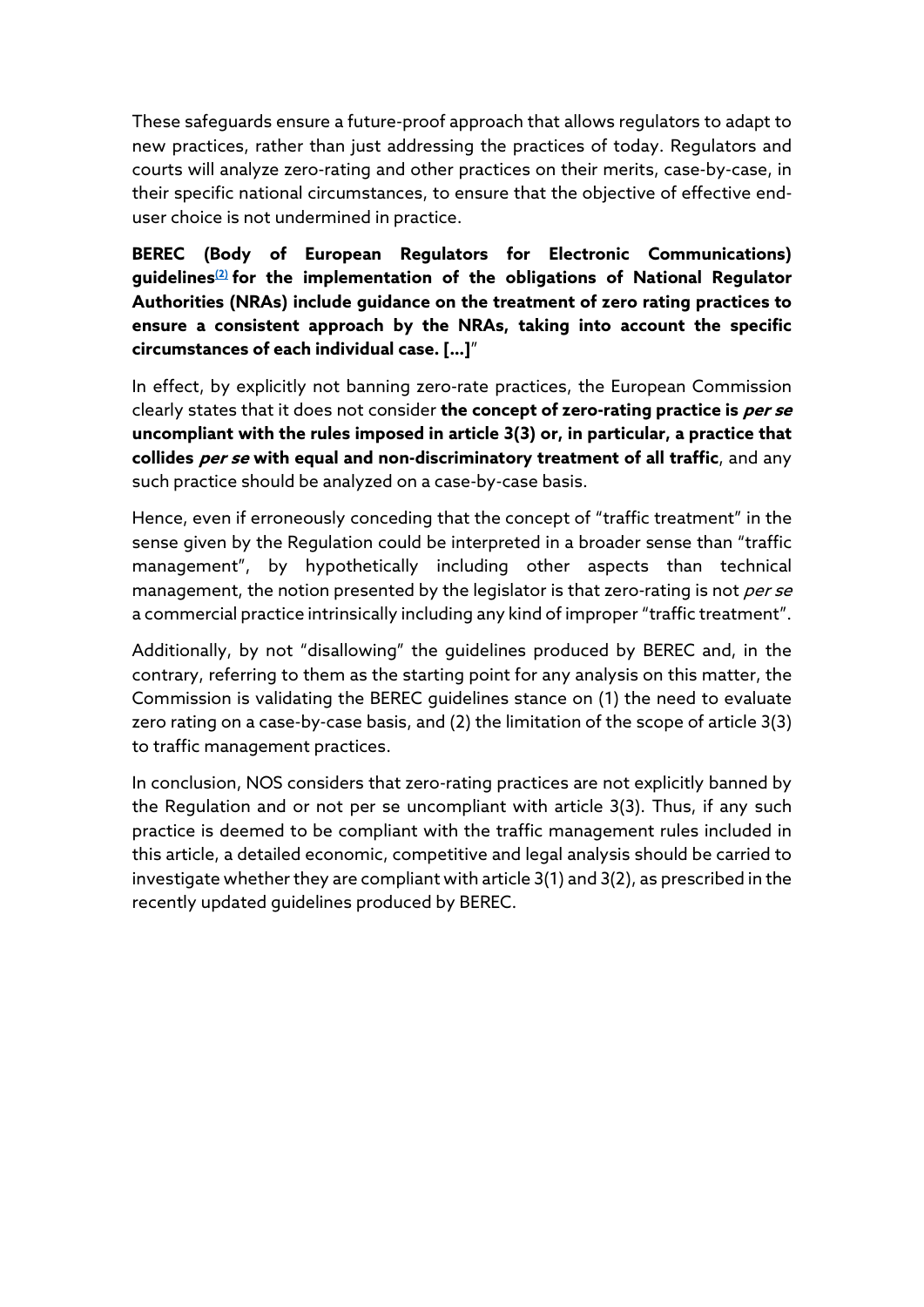These safeguards ensure a future-proof approach that allows regulators to adapt to new practices, rather than just addressing the practices of today. Regulators and courts will analyze zero-rating and other practices on their merits, case-by-case, in their specific national circumstances, to ensure that the objective of effective end-user choice is not undermined in practice.

**BEREC (Body of European Regulators for Electronic Communications) guidelines[(2)] for the implementation of the obligations of National Regulator Authorities (NRAs) include guidance on the treatment of zero rating practices to ensure a consistent approach by the NRAs, taking into account the specific circumstances of each individual case. [...]**"

In effect, by explicitly not banning zero-rate practices, the European Commission clearly states that it does not consider **the concept of zero-rating practice is *per se* uncompliant with the rules imposed in article 3(3) or, in particular, a practice that collides *per se* with equal and non-discriminatory treatment of all traffic**, and any such practice should be analyzed on a case-by-case basis.

Hence, even if erroneously conceding that the concept of "traffic treatment" in the sense given by the Regulation could be interpreted in a broader sense than "traffic management", by hypothetically including other aspects than technical management, the notion presented by the legislator is that zero-rating is not *per se* a commercial practice intrinsically including any kind of improper "traffic treatment".

Additionally, by not "disallowing" the guidelines produced by BEREC and, in the contrary, referring to them as the starting point for any analysis on this matter, the Commission is validating the BEREC guidelines stance on (1) the need to evaluate zero rating on a case-by-case basis, and (2) the limitation of the scope of article 3(3) to traffic management practices.

In conclusion, NOS considers that zero-rating practices are not explicitly banned by the Regulation and or not per se uncompliant with article 3(3). Thus, if any such practice is deemed to be compliant with the traffic management rules included in this article, a detailed economic, competitive and legal analysis should be carried to investigate whether they are compliant with article 3(1) and 3(2), as prescribed in the recently updated guidelines produced by BEREC.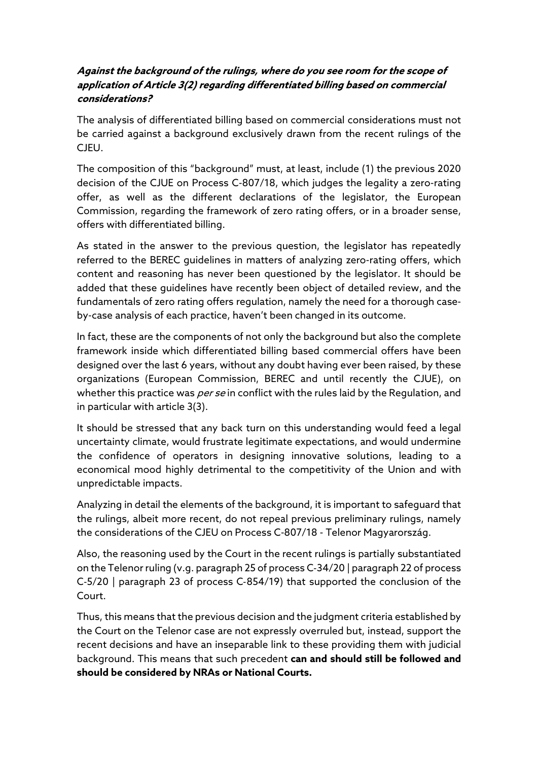***Against the background of the rulings, where do you see room for the scope of application of Article 3(2) regarding differentiated billing based on commercial considerations?***

The analysis of differentiated billing based on commercial considerations must not be carried against a background exclusively drawn from the recent rulings of the CJEU.

The composition of this "background" must, at least, include (1) the previous 2020 decision of the CJUE on Process C-807/18, which judges the legality a zero-rating offer, as well as the different declarations of the legislator, the European Commission, regarding the framework of zero rating offers, or in a broader sense, offers with differentiated billing.

As stated in the answer to the previous question, the legislator has repeatedly referred to the BEREC guidelines in matters of analyzing zero-rating offers, which content and reasoning has never been questioned by the legislator. It should be added that these guidelines have recently been object of detailed review, and the fundamentals of zero rating offers regulation, namely the need for a thorough case-by-case analysis of each practice, haven't been changed in its outcome.

In fact, these are the components of not only the background but also the complete framework inside which differentiated billing based commercial offers have been designed over the last 6 years, without any doubt having ever been raised, by these organizations (European Commission, BEREC and until recently the CJUE), on whether this practice was *per se* in conflict with the rules laid by the Regulation, and in particular with article 3(3).

It should be stressed that any back turn on this understanding would feed a legal uncertainty climate, would frustrate legitimate expectations, and would undermine the confidence of operators in designing innovative solutions, leading to a economical mood highly detrimental to the competitivity of the Union and with unpredictable impacts.

Analyzing in detail the elements of the background, it is important to safeguard that the rulings, albeit more recent, do not repeal previous preliminary rulings, namely the considerations of the CJEU on Process C-807/18 - Telenor Magyarország.

Also, the reasoning used by the Court in the recent rulings is partially substantiated on the Telenor ruling (v.g. paragraph 25 of process C-34/20 | paragraph 22 of process C-5/20 | paragraph 23 of process C-854/19) that supported the conclusion of the Court.

Thus, this means that the previous decision and the judgment criteria established by the Court on the Telenor case are not expressly overruled but, instead, support the recent decisions and have an inseparable link to these providing them with judicial background. This means that such precedent **can and should still be followed and should be considered by NRAs or National Courts.**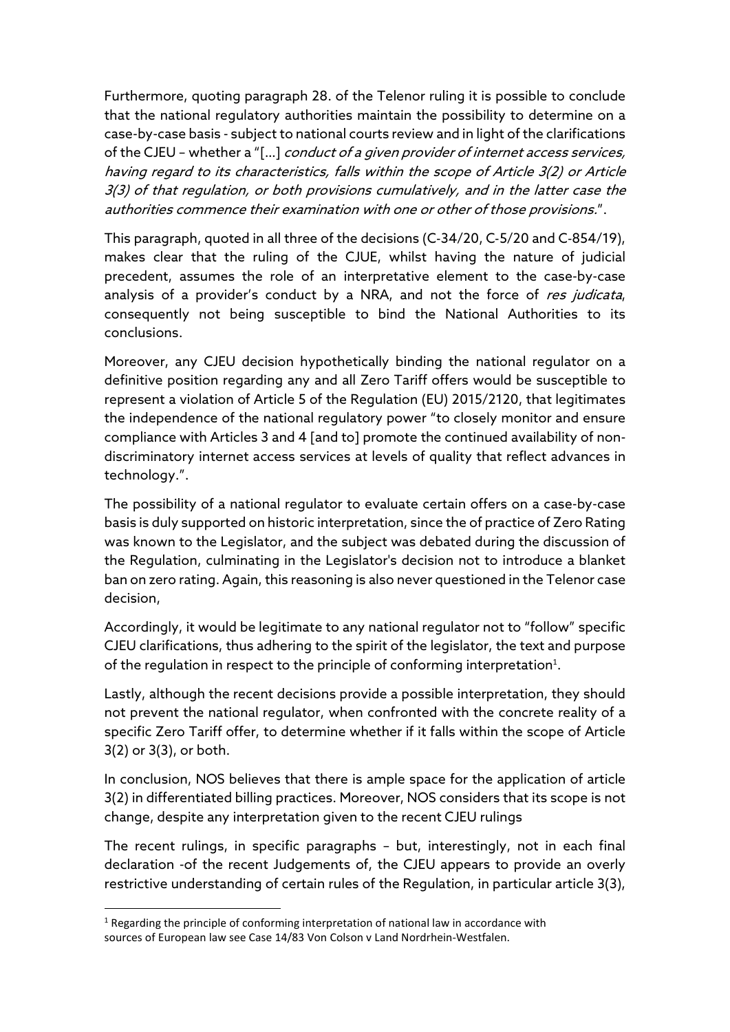Furthermore, quoting paragraph 28. of the Telenor ruling it is possible to conclude that the national regulatory authorities maintain the possibility to determine on a case-by-case basis - subject to national courts review and in light of the clarifications of the CJEU – whether a "[...] *conduct of a given provider of internet access services, having regard to its characteristics, falls within the scope of Article 3(2) or Article 3(3) of that regulation, or both provisions cumulatively, and in the latter case the authorities commence their examination with one or other of those provisions.*".

This paragraph, quoted in all three of the decisions (C-34/20, C-5/20 and C-854/19), makes clear that the ruling of the CJUE, whilst having the nature of judicial precedent, assumes the role of an interpretative element to the case-by-case analysis of a provider's conduct by a NRA, and not the force of *res judicata*, consequently not being susceptible to bind the National Authorities to its conclusions.

Moreover, any CJEU decision hypothetically binding the national regulator on a definitive position regarding any and all Zero Tariff offers would be susceptible to represent a violation of Article 5 of the Regulation (EU) 2015/2120, that legitimates the independence of the national regulatory power "to closely monitor and ensure compliance with Articles 3 and 4 [and to] promote the continued availability of non-discriminatory internet access services at levels of quality that reflect advances in technology.".

The possibility of a national regulator to evaluate certain offers on a case-by-case basis is duly supported on historic interpretation, since the of practice of Zero Rating was known to the Legislator, and the subject was debated during the discussion of the Regulation, culminating in the Legislator's decision not to introduce a blanket ban on zero rating. Again, this reasoning is also never questioned in the Telenor case decision,

Accordingly, it would be legitimate to any national regulator not to "follow" specific CJEU clarifications, thus adhering to the spirit of the legislator, the text and purpose of the regulation in respect to the principle of conforming interpretation[1].

Lastly, although the recent decisions provide a possible interpretation, they should not prevent the national regulator, when confronted with the concrete reality of a specific Zero Tariff offer, to determine whether if it falls within the scope of Article 3(2) or 3(3), or both.

In conclusion, NOS believes that there is ample space for the application of article 3(2) in differentiated billing practices. Moreover, NOS considers that its scope is not change, despite any interpretation given to the recent CJEU rulings

The recent rulings, in specific paragraphs – but, interestingly, not in each final declaration -of the recent Judgements of, the CJEU appears to provide an overly restrictive understanding of certain rules of the Regulation, in particular article 3(3),

[1] Regarding the principle of conforming interpretation of national law in accordance with sources of European law see Case 14/83 Von Colson v Land Nordrhein-Westfalen.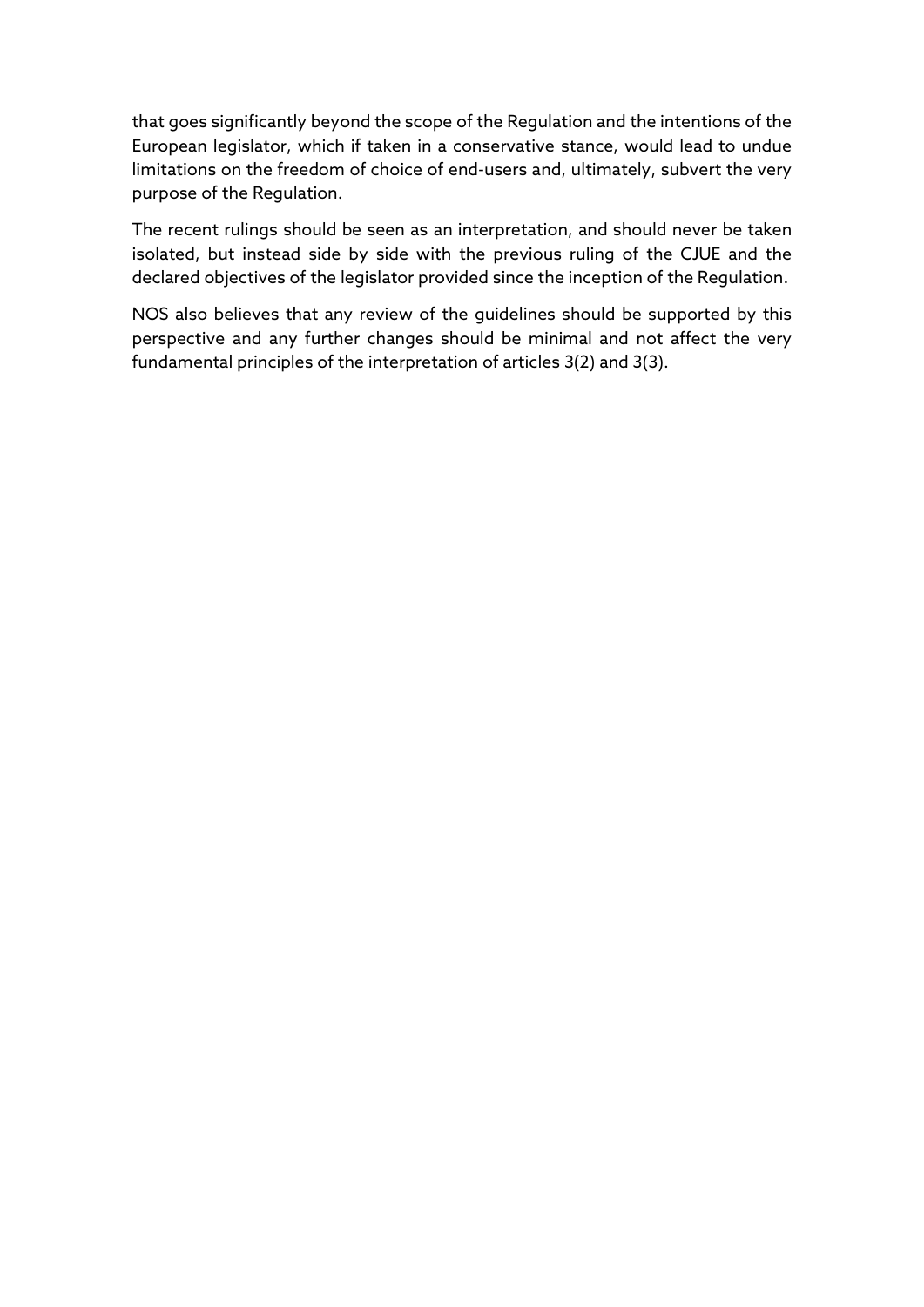that goes significantly beyond the scope of the Regulation and the intentions of the European legislator, which if taken in a conservative stance, would lead to undue limitations on the freedom of choice of end-users and, ultimately, subvert the very purpose of the Regulation.

The recent rulings should be seen as an interpretation, and should never be taken isolated, but instead side by side with the previous ruling of the CJUE and the declared objectives of the legislator provided since the inception of the Regulation.

NOS also believes that any review of the guidelines should be supported by this perspective and any further changes should be minimal and not affect the very fundamental principles of the interpretation of articles 3(2) and 3(3).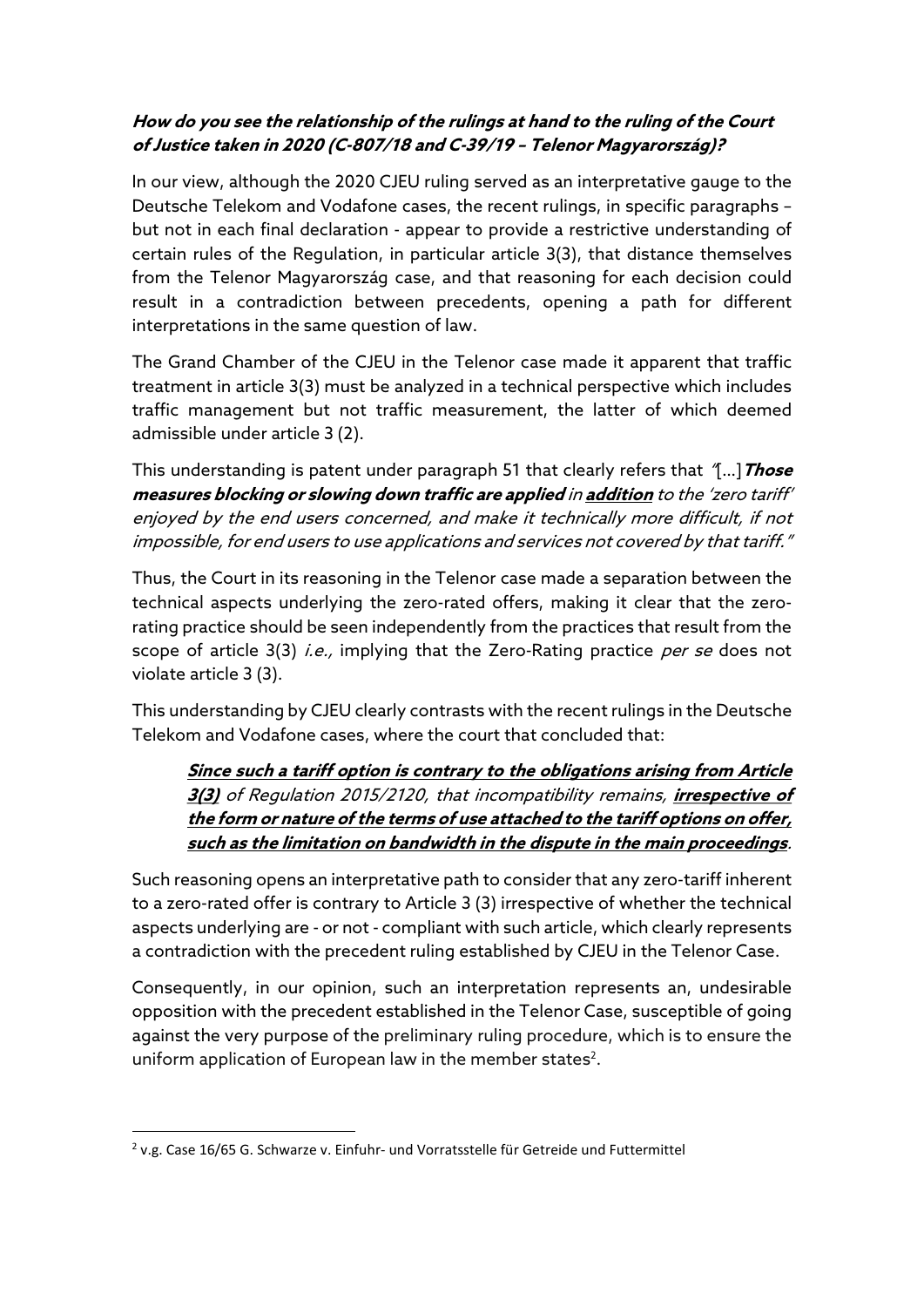***How do you see the relationship of the rulings at hand to the ruling of the Court of Justice taken in 2020 (C-807/18 and C-39/19 – Telenor Magyarország)?***

In our view, although the 2020 CJEU ruling served as an interpretative gauge to the Deutsche Telekom and Vodafone cases, the recent rulings, in specific paragraphs – but not in each final declaration - appear to provide a restrictive understanding of certain rules of the Regulation, in particular article 3(3), that distance themselves from the Telenor Magyarország case, and that reasoning for each decision could result in a contradiction between precedents, opening a path for different interpretations in the same question of law.

The Grand Chamber of the CJEU in the Telenor case made it apparent that traffic treatment in article 3(3) must be analyzed in a technical perspective which includes traffic management but not traffic measurement, the latter of which deemed admissible under article 3 (2).

This understanding is patent under paragraph 51 that clearly refers that *"[…]**Those measures blocking or slowing down traffic are applied** in **<u>addition</u>** to the 'zero tariff' enjoyed by the end users concerned, and make it technically more difficult, if not impossible, for end users to use applications and services not covered by that tariff."*

Thus, the Court in its reasoning in the Telenor case made a separation between the technical aspects underlying the zero-rated offers, making it clear that the zero-rating practice should be seen independently from the practices that result from the scope of article 3(3) *i.e.,* implying that the Zero-Rating practice *per se* does not violate article 3 (3).

This understanding by CJEU clearly contrasts with the recent rulings in the Deutsche Telekom and Vodafone cases, where the court that concluded that:

> ***<u>Since such a tariff option is contrary to the obligations arising from Article 3(3)</u>*** *of Regulation 2015/2120, that incompatibility remains, **<u>irrespective of the form or nature of the terms of use attached to the tariff options on offer, such as the limitation on bandwidth in the dispute in the main proceedings</u>**.*

Such reasoning opens an interpretative path to consider that any zero-tariff inherent to a zero-rated offer is contrary to Article 3 (3) irrespective of whether the technical aspects underlying are - or not - compliant with such article, which clearly represents a contradiction with the precedent ruling established by CJEU in the Telenor Case.

Consequently, in our opinion, such an interpretation represents an, undesirable opposition with the precedent established in the Telenor Case, susceptible of going against the very purpose of the preliminary ruling procedure, which is to ensure the uniform application of European law in the member states[2].

---

[2] v.g. Case 16/65 G. Schwarze v. Einfuhr- und Vorratsstelle für Getreide und Futtermittel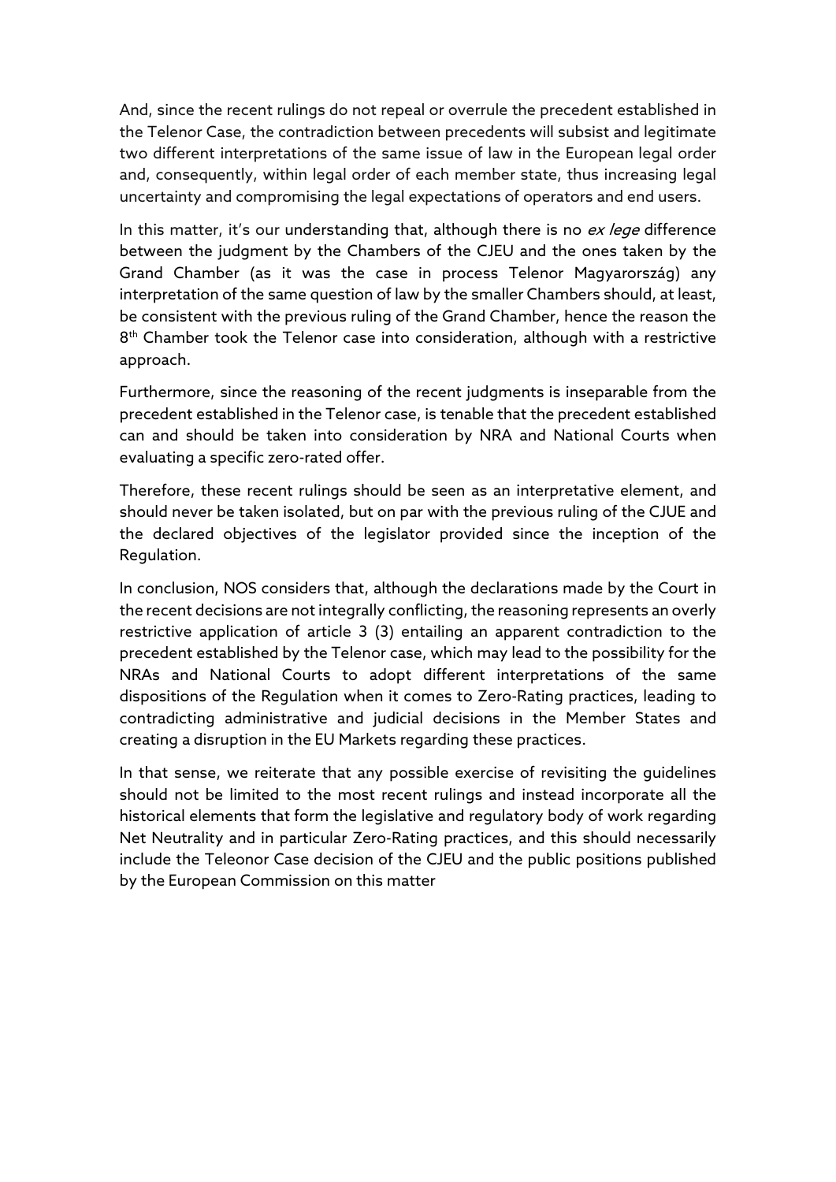And, since the recent rulings do not repeal or overrule the precedent established in the Telenor Case, the contradiction between precedents will subsist and legitimate two different interpretations of the same issue of law in the European legal order and, consequently, within legal order of each member state, thus increasing legal uncertainty and compromising the legal expectations of operators and end users.

In this matter, it's our understanding that, although there is no *ex lege* difference between the judgment by the Chambers of the CJEU and the ones taken by the Grand Chamber (as it was the case in process Telenor Magyarország) any interpretation of the same question of law by the smaller Chambers should, at least, be consistent with the previous ruling of the Grand Chamber, hence the reason the 8th Chamber took the Telenor case into consideration, although with a restrictive approach.

Furthermore, since the reasoning of the recent judgments is inseparable from the precedent established in the Telenor case, is tenable that the precedent established can and should be taken into consideration by NRA and National Courts when evaluating a specific zero-rated offer.

Therefore, these recent rulings should be seen as an interpretative element, and should never be taken isolated, but on par with the previous ruling of the CJUE and the declared objectives of the legislator provided since the inception of the Regulation.

In conclusion, NOS considers that, although the declarations made by the Court in the recent decisions are not integrally conflicting, the reasoning represents an overly restrictive application of article 3 (3) entailing an apparent contradiction to the precedent established by the Telenor case, which may lead to the possibility for the NRAs and National Courts to adopt different interpretations of the same dispositions of the Regulation when it comes to Zero-Rating practices, leading to contradicting administrative and judicial decisions in the Member States and creating a disruption in the EU Markets regarding these practices.

In that sense, we reiterate that any possible exercise of revisiting the guidelines should not be limited to the most recent rulings and instead incorporate all the historical elements that form the legislative and regulatory body of work regarding Net Neutrality and in particular Zero-Rating practices, and this should necessarily include the Teleonor Case decision of the CJEU and the public positions published by the European Commission on this matter